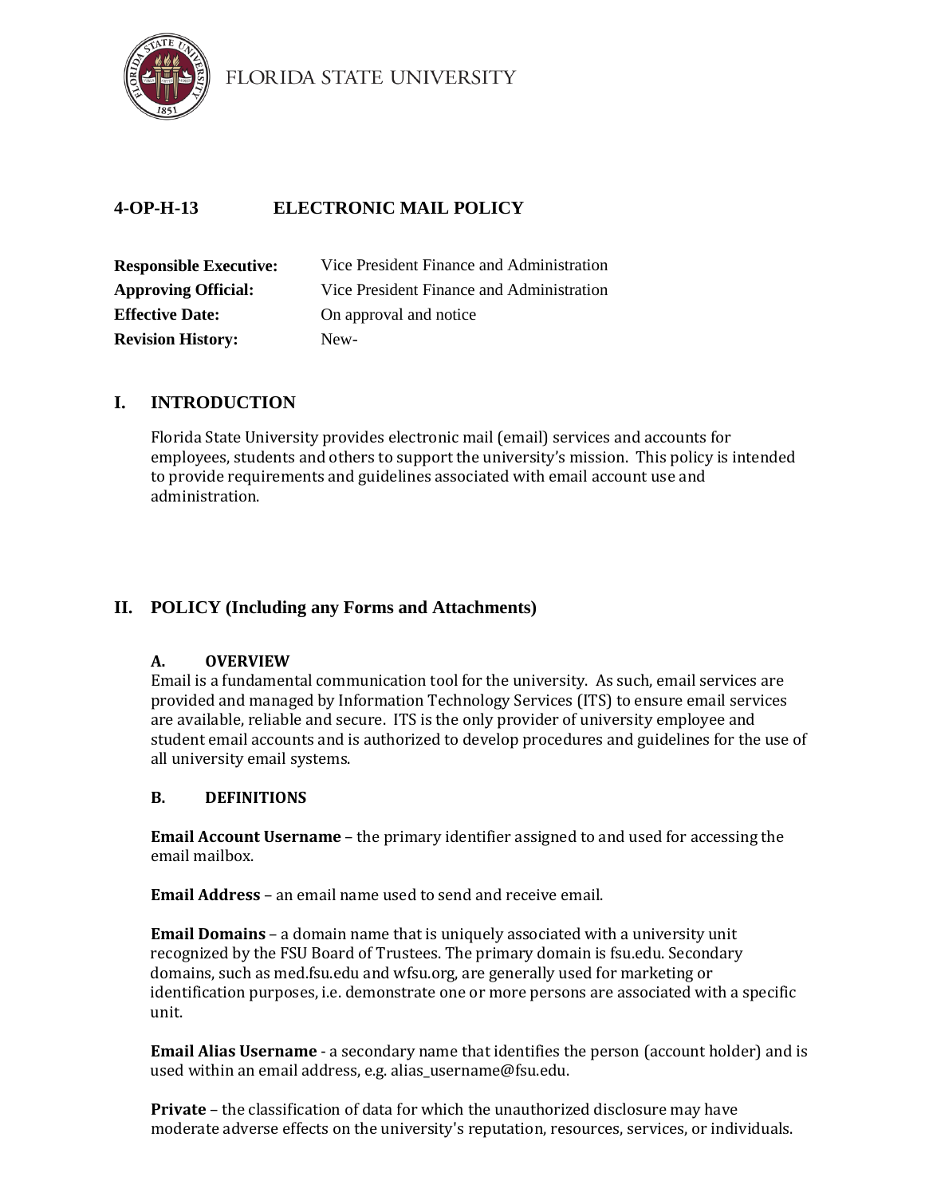FLORIDA STATE UNIVERSITY

# 4-OP-H-13 ELECTRONIC MAIL POLICY

**Responsible Executive:** Vice President Finance and Administration
**Approving Official:** Vice President Finance and Administration
**Effective Date:** On approval and notice
**Revision History:** New-

## I. INTRODUCTION

Florida State University provides electronic mail (email) services and accounts for employees, students and others to support the university's mission. This policy is intended to provide requirements and guidelines associated with email account use and administration.

## II. POLICY (Including any Forms and Attachments)

### A. OVERVIEW

Email is a fundamental communication tool for the university. As such, email services are provided and managed by Information Technology Services (ITS) to ensure email services are available, reliable and secure. ITS is the only provider of university employee and student email accounts and is authorized to develop procedures and guidelines for the use of all university email systems.

### B. DEFINITIONS

**Email Account Username** – the primary identifier assigned to and used for accessing the email mailbox.

**Email Address** – an email name used to send and receive email.

**Email Domains** – a domain name that is uniquely associated with a university unit recognized by the FSU Board of Trustees. The primary domain is fsu.edu. Secondary domains, such as med.fsu.edu and wfsu.org, are generally used for marketing or identification purposes, i.e. demonstrate one or more persons are associated with a specific unit.

**Email Alias Username** - a secondary name that identifies the person (account holder) and is used within an email address, e.g. alias_username@fsu.edu.

**Private** – the classification of data for which the unauthorized disclosure may have moderate adverse effects on the university's reputation, resources, services, or individuals.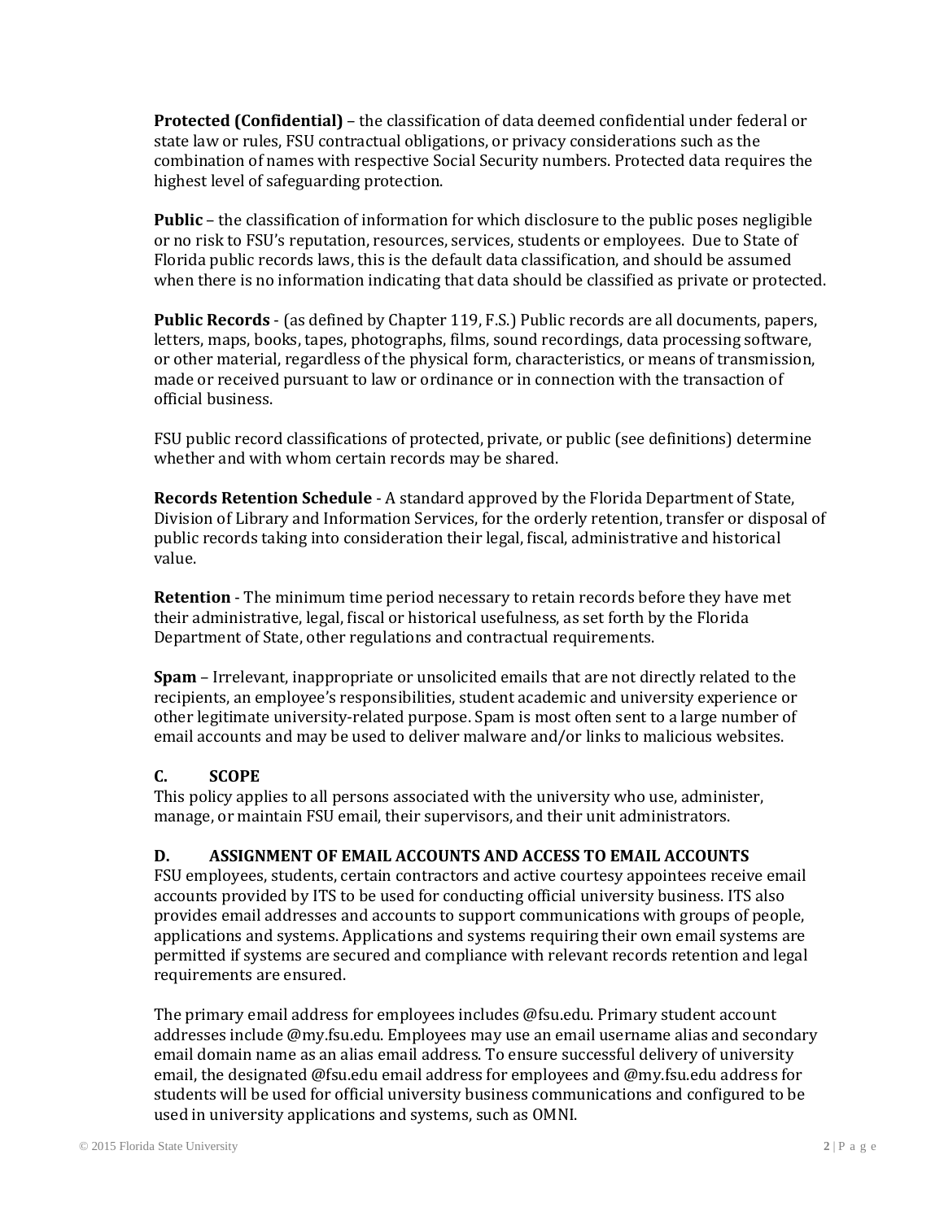**Protected (Confidential)** – the classification of data deemed confidential under federal or state law or rules, FSU contractual obligations, or privacy considerations such as the combination of names with respective Social Security numbers. Protected data requires the highest level of safeguarding protection.

**Public** – the classification of information for which disclosure to the public poses negligible or no risk to FSU's reputation, resources, services, students or employees. Due to State of Florida public records laws, this is the default data classification, and should be assumed when there is no information indicating that data should be classified as private or protected.

**Public Records** - (as defined by Chapter 119, F.S.) Public records are all documents, papers, letters, maps, books, tapes, photographs, films, sound recordings, data processing software, or other material, regardless of the physical form, characteristics, or means of transmission, made or received pursuant to law or ordinance or in connection with the transaction of official business.

FSU public record classifications of protected, private, or public (see definitions) determine whether and with whom certain records may be shared.

**Records Retention Schedule** - A standard approved by the Florida Department of State, Division of Library and Information Services, for the orderly retention, transfer or disposal of public records taking into consideration their legal, fiscal, administrative and historical value.

**Retention** - The minimum time period necessary to retain records before they have met their administrative, legal, fiscal or historical usefulness, as set forth by the Florida Department of State, other regulations and contractual requirements.

**Spam** – Irrelevant, inappropriate or unsolicited emails that are not directly related to the recipients, an employee's responsibilities, student academic and university experience or other legitimate university-related purpose. Spam is most often sent to a large number of email accounts and may be used to deliver malware and/or links to malicious websites.

## C. SCOPE

This policy applies to all persons associated with the university who use, administer, manage, or maintain FSU email, their supervisors, and their unit administrators.

## D. ASSIGNMENT OF EMAIL ACCOUNTS AND ACCESS TO EMAIL ACCOUNTS

FSU employees, students, certain contractors and active courtesy appointees receive email accounts provided by ITS to be used for conducting official university business. ITS also provides email addresses and accounts to support communications with groups of people, applications and systems. Applications and systems requiring their own email systems are permitted if systems are secured and compliance with relevant records retention and legal requirements are ensured.

The primary email address for employees includes @fsu.edu. Primary student account addresses include @my.fsu.edu. Employees may use an email username alias and secondary email domain name as an alias email address. To ensure successful delivery of university email, the designated @fsu.edu email address for employees and @my.fsu.edu address for students will be used for official university business communications and configured to be used in university applications and systems, such as OMNI.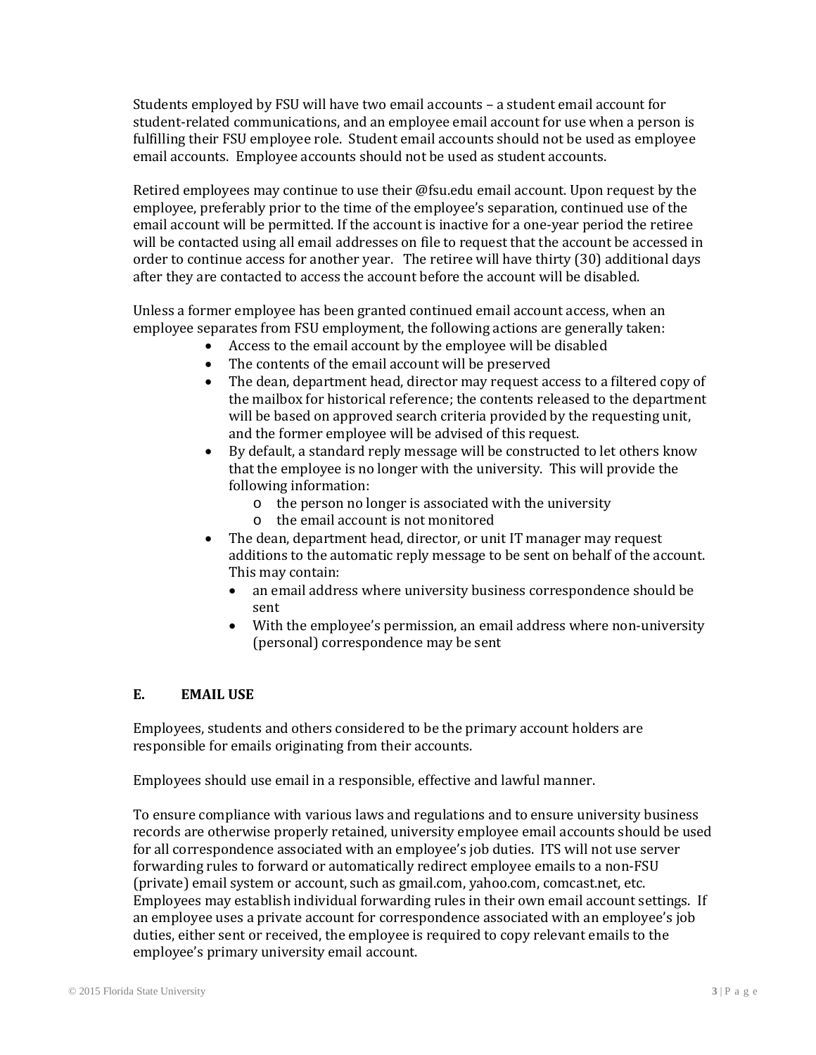Students employed by FSU will have two email accounts – a student email account for student-related communications, and an employee email account for use when a person is fulfilling their FSU employee role. Student email accounts should not be used as employee email accounts. Employee accounts should not be used as student accounts.

Retired employees may continue to use their @fsu.edu email account. Upon request by the employee, preferably prior to the time of the employee's separation, continued use of the email account will be permitted. If the account is inactive for a one-year period the retiree will be contacted using all email addresses on file to request that the account be accessed in order to continue access for another year. The retiree will have thirty (30) additional days after they are contacted to access the account before the account will be disabled.

Unless a former employee has been granted continued email account access, when an employee separates from FSU employment, the following actions are generally taken:

- Access to the email account by the employee will be disabled
- The contents of the email account will be preserved
- The dean, department head, director may request access to a filtered copy of the mailbox for historical reference; the contents released to the department will be based on approved search criteria provided by the requesting unit, and the former employee will be advised of this request.
- By default, a standard reply message will be constructed to let others know that the employee is no longer with the university. This will provide the following information:
    - the person no longer is associated with the university
    - the email account is not monitored
- The dean, department head, director, or unit IT manager may request additions to the automatic reply message to be sent on behalf of the account. This may contain:
    - an email address where university business correspondence should be sent
    - With the employee's permission, an email address where non-university (personal) correspondence may be sent

## E. EMAIL USE

Employees, students and others considered to be the primary account holders are responsible for emails originating from their accounts.

Employees should use email in a responsible, effective and lawful manner.

To ensure compliance with various laws and regulations and to ensure university business records are otherwise properly retained, university employee email accounts should be used for all correspondence associated with an employee's job duties. ITS will not use server forwarding rules to forward or automatically redirect employee emails to a non-FSU (private) email system or account, such as gmail.com, yahoo.com, comcast.net, etc. Employees may establish individual forwarding rules in their own email account settings. If an employee uses a private account for correspondence associated with an employee's job duties, either sent or received, the employee is required to copy relevant emails to the employee's primary university email account.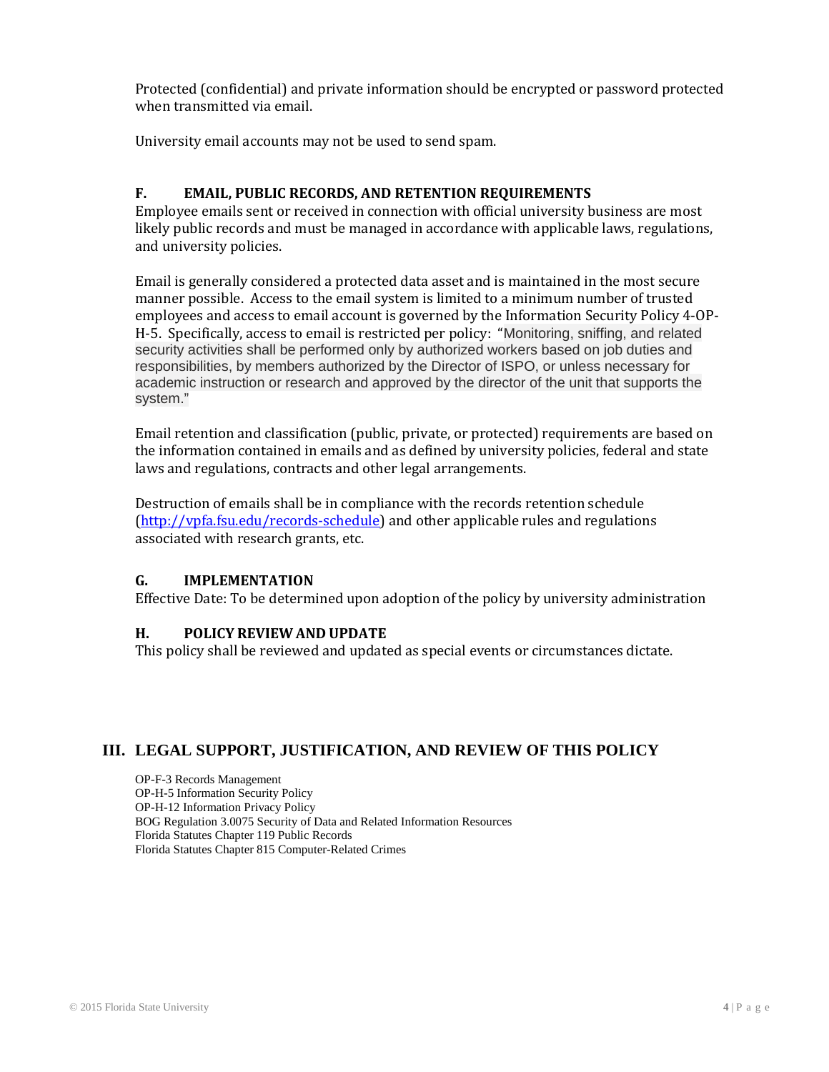Protected (confidential) and private information should be encrypted or password protected when transmitted via email.

University email accounts may not be used to send spam.

### F. EMAIL, PUBLIC RECORDS, AND RETENTION REQUIREMENTS

Employee emails sent or received in connection with official university business are most likely public records and must be managed in accordance with applicable laws, regulations, and university policies.

Email is generally considered a protected data asset and is maintained in the most secure manner possible. Access to the email system is limited to a minimum number of trusted employees and access to email account is governed by the Information Security Policy 4-OP-H-5. Specifically, access to email is restricted per policy: "Monitoring, sniffing, and related security activities shall be performed only by authorized workers based on job duties and responsibilities, by members authorized by the Director of ISPO, or unless necessary for academic instruction or research and approved by the director of the unit that supports the system."

Email retention and classification (public, private, or protected) requirements are based on the information contained in emails and as defined by university policies, federal and state laws and regulations, contracts and other legal arrangements.

Destruction of emails shall be in compliance with the records retention schedule (http://vpfa.fsu.edu/records-schedule) and other applicable rules and regulations associated with research grants, etc.

### G. IMPLEMENTATION

Effective Date: To be determined upon adoption of the policy by university administration

### H. POLICY REVIEW AND UPDATE

This policy shall be reviewed and updated as special events or circumstances dictate.

## III. LEGAL SUPPORT, JUSTIFICATION, AND REVIEW OF THIS POLICY

OP-F-3 Records Management
OP-H-5 Information Security Policy
OP-H-12 Information Privacy Policy
BOG Regulation 3.0075 Security of Data and Related Information Resources
Florida Statutes Chapter 119 Public Records
Florida Statutes Chapter 815 Computer-Related Crimes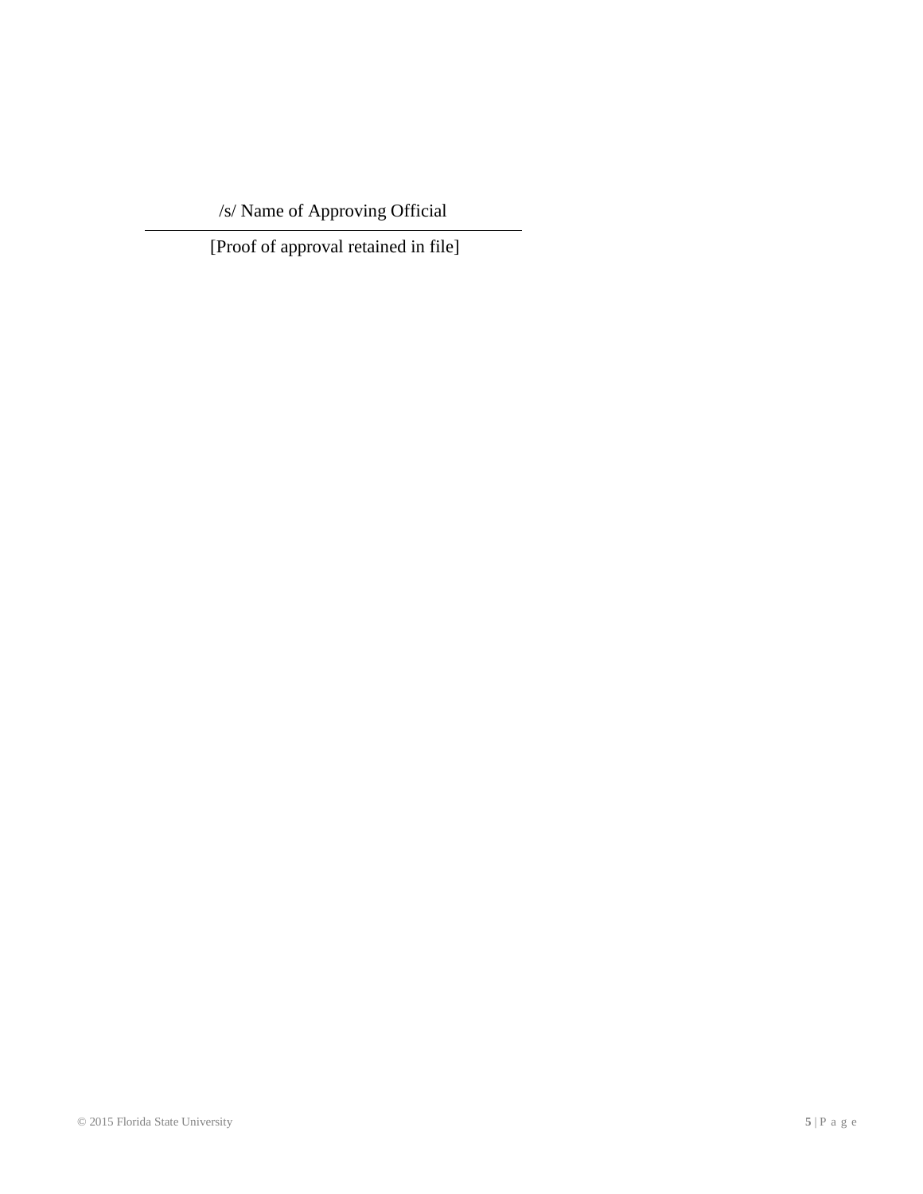/s/ Name of Approving Official

---

[Proof of approval retained in file]